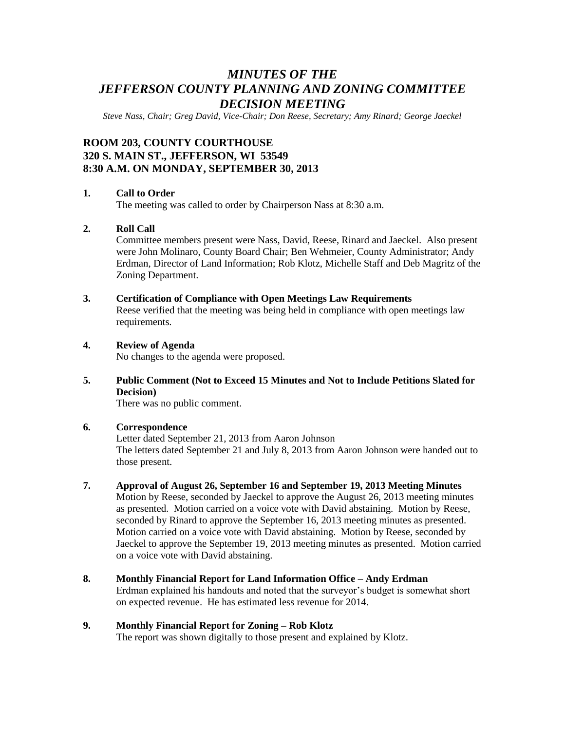# *MINUTES OF THE JEFFERSON COUNTY PLANNING AND ZONING COMMITTEE DECISION MEETING*

*Steve Nass, Chair; Greg David, Vice-Chair; Don Reese, Secretary; Amy Rinard; George Jaeckel*

## ROOM 203, COUNTY COURTHOUSE
## 320 S. MAIN ST., JEFFERSON, WI 53549
## 8:30 A.M. ON MONDAY, SEPTEMBER 30, 2013

**1. Call to Order**

The meeting was called to order by Chairperson Nass at 8:30 a.m.

**2. Roll Call**

Committee members present were Nass, David, Reese, Rinard and Jaeckel. Also present were John Molinaro, County Board Chair; Ben Wehmeier, County Administrator; Andy Erdman, Director of Land Information; Rob Klotz, Michelle Staff and Deb Magritz of the Zoning Department.

**3. Certification of Compliance with Open Meetings Law Requirements**

Reese verified that the meeting was being held in compliance with open meetings law requirements.

**4. Review of Agenda**

No changes to the agenda were proposed.

**5. Public Comment (Not to Exceed 15 Minutes and Not to Include Petitions Slated for Decision)**

There was no public comment.

**6. Correspondence**

Letter dated September 21, 2013 from Aaron Johnson

The letters dated September 21 and July 8, 2013 from Aaron Johnson were handed out to those present.

**7. Approval of August 26, September 16 and September 19, 2013 Meeting Minutes**

Motion by Reese, seconded by Jaeckel to approve the August 26, 2013 meeting minutes as presented. Motion carried on a voice vote with David abstaining. Motion by Reese, seconded by Rinard to approve the September 16, 2013 meeting minutes as presented. Motion carried on a voice vote with David abstaining. Motion by Reese, seconded by Jaeckel to approve the September 19, 2013 meeting minutes as presented. Motion carried on a voice vote with David abstaining.

**8. Monthly Financial Report for Land Information Office – Andy Erdman**

Erdman explained his handouts and noted that the surveyor's budget is somewhat short on expected revenue. He has estimated less revenue for 2014.

**9. Monthly Financial Report for Zoning – Rob Klotz**

The report was shown digitally to those present and explained by Klotz.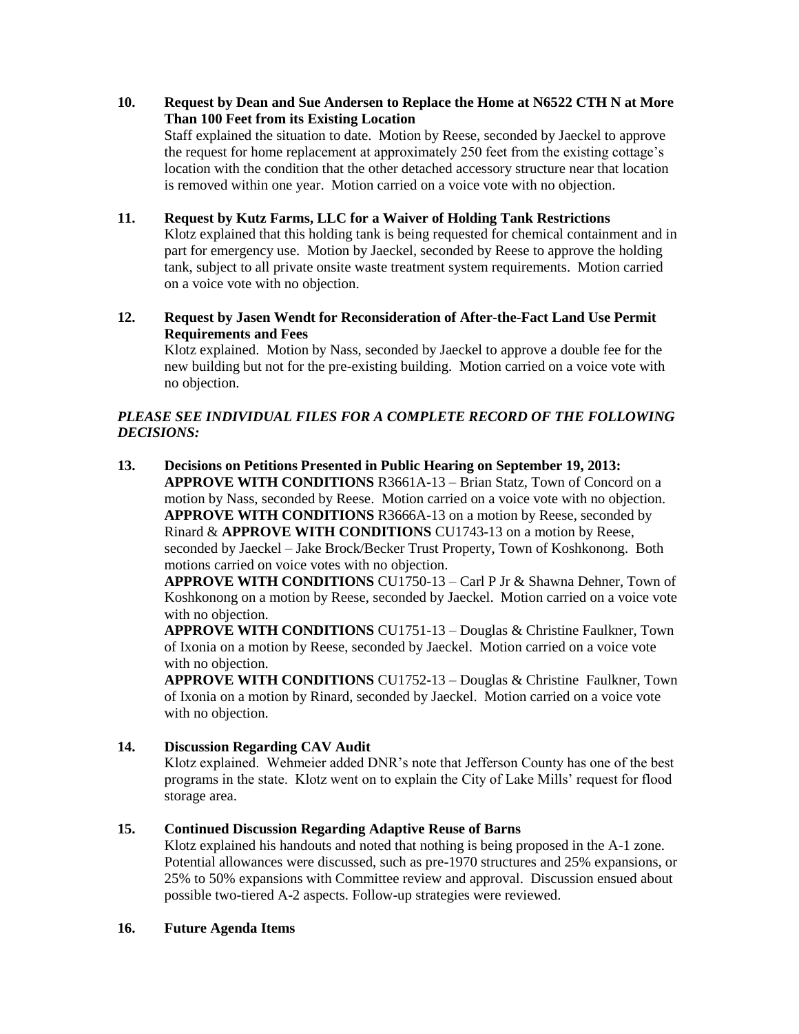**10. Request by Dean and Sue Andersen to Replace the Home at N6522 CTH N at More Than 100 Feet from its Existing Location**

Staff explained the situation to date. Motion by Reese, seconded by Jaeckel to approve the request for home replacement at approximately 250 feet from the existing cottage's location with the condition that the other detached accessory structure near that location is removed within one year. Motion carried on a voice vote with no objection.

**11. Request by Kutz Farms, LLC for a Waiver of Holding Tank Restrictions**

Klotz explained that this holding tank is being requested for chemical containment and in part for emergency use. Motion by Jaeckel, seconded by Reese to approve the holding tank, subject to all private onsite waste treatment system requirements. Motion carried on a voice vote with no objection.

**12. Request by Jasen Wendt for Reconsideration of After-the-Fact Land Use Permit Requirements and Fees**

Klotz explained. Motion by Nass, seconded by Jaeckel to approve a double fee for the new building but not for the pre-existing building. Motion carried on a voice vote with no objection.

***PLEASE SEE INDIVIDUAL FILES FOR A COMPLETE RECORD OF THE FOLLOWING DECISIONS:***

**13. Decisions on Petitions Presented in Public Hearing on September 19, 2013:**

**APPROVE WITH CONDITIONS** R3661A-13 – Brian Statz, Town of Concord on a motion by Nass, seconded by Reese. Motion carried on a voice vote with no objection.

**APPROVE WITH CONDITIONS** R3666A-13 on a motion by Reese, seconded by Rinard & **APPROVE WITH CONDITIONS** CU1743-13 on a motion by Reese, seconded by Jaeckel – Jake Brock/Becker Trust Property, Town of Koshkonong. Both motions carried on voice votes with no objection.

**APPROVE WITH CONDITIONS** CU1750-13 – Carl P Jr & Shawna Dehner, Town of Koshkonong on a motion by Reese, seconded by Jaeckel. Motion carried on a voice vote with no objection.

**APPROVE WITH CONDITIONS** CU1751-13 – Douglas & Christine Faulkner, Town of Ixonia on a motion by Reese, seconded by Jaeckel. Motion carried on a voice vote with no objection.

**APPROVE WITH CONDITIONS** CU1752-13 – Douglas & Christine Faulkner, Town of Ixonia on a motion by Rinard, seconded by Jaeckel. Motion carried on a voice vote with no objection.

**14. Discussion Regarding CAV Audit**

Klotz explained. Wehmeier added DNR's note that Jefferson County has one of the best programs in the state. Klotz went on to explain the City of Lake Mills' request for flood storage area.

**15. Continued Discussion Regarding Adaptive Reuse of Barns**

Klotz explained his handouts and noted that nothing is being proposed in the A-1 zone. Potential allowances were discussed, such as pre-1970 structures and 25% expansions, or 25% to 50% expansions with Committee review and approval. Discussion ensued about possible two-tiered A-2 aspects. Follow-up strategies were reviewed.

**16. Future Agenda Items**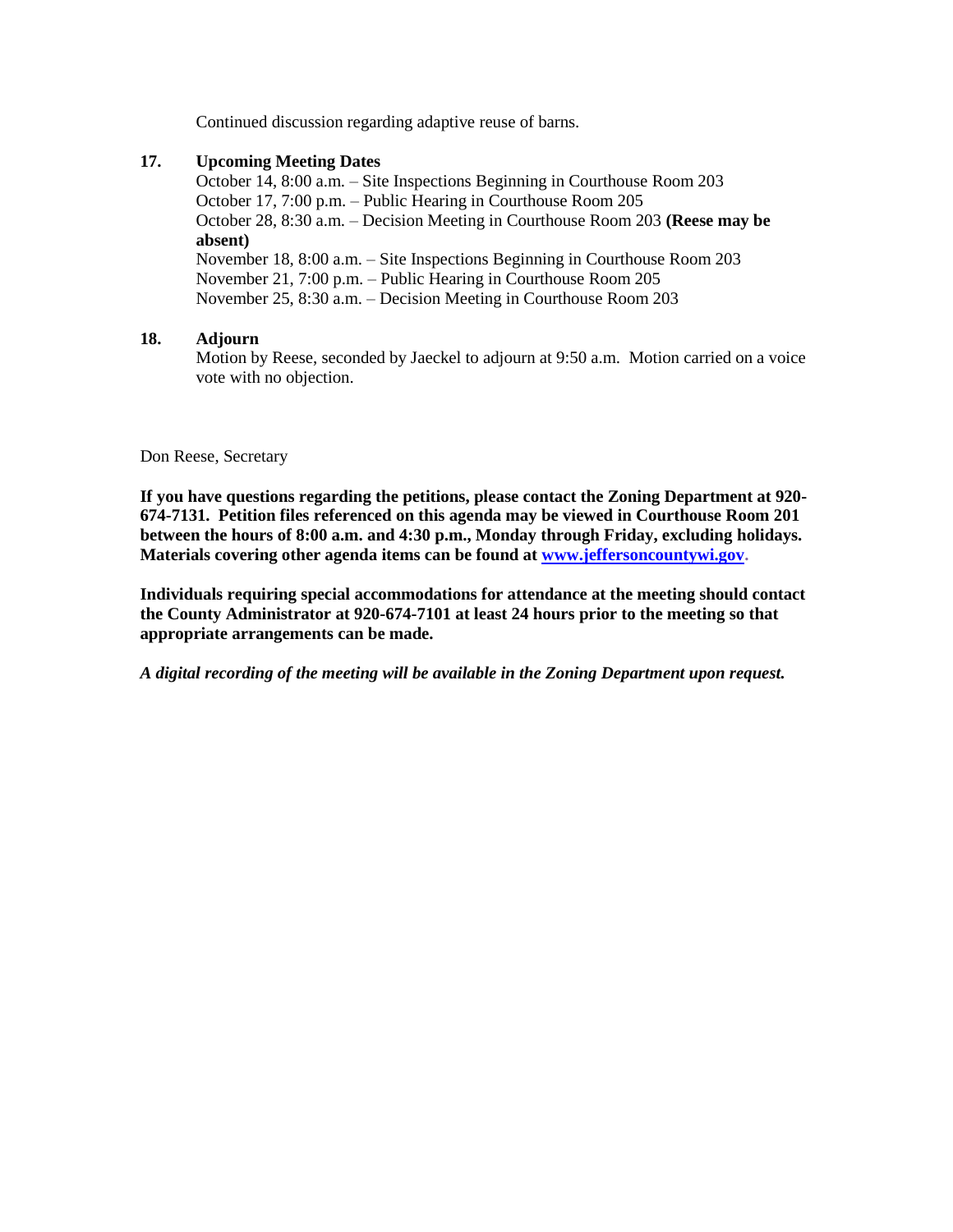Continued discussion regarding adaptive reuse of barns.

**17. Upcoming Meeting Dates**

October 14, 8:00 a.m. – Site Inspections Beginning in Courthouse Room 203
October 17, 7:00 p.m. – Public Hearing in Courthouse Room 205
October 28, 8:30 a.m. – Decision Meeting in Courthouse Room 203 **(Reese may be absent)**
November 18, 8:00 a.m. – Site Inspections Beginning in Courthouse Room 203
November 21, 7:00 p.m. – Public Hearing in Courthouse Room 205
November 25, 8:30 a.m. – Decision Meeting in Courthouse Room 203

**18. Adjourn**

Motion by Reese, seconded by Jaeckel to adjourn at 9:50 a.m. Motion carried on a voice vote with no objection.

Don Reese, Secretary

**If you have questions regarding the petitions, please contact the Zoning Department at 920-674-7131. Petition files referenced on this agenda may be viewed in Courthouse Room 201 between the hours of 8:00 a.m. and 4:30 p.m., Monday through Friday, excluding holidays. Materials covering other agenda items can be found at [www.jeffersoncountywi.gov](http://www.jeffersoncountywi.gov).**

**Individuals requiring special accommodations for attendance at the meeting should contact the County Administrator at 920-674-7101 at least 24 hours prior to the meeting so that appropriate arrangements can be made.**

***A digital recording of the meeting will be available in the Zoning Department upon request.***